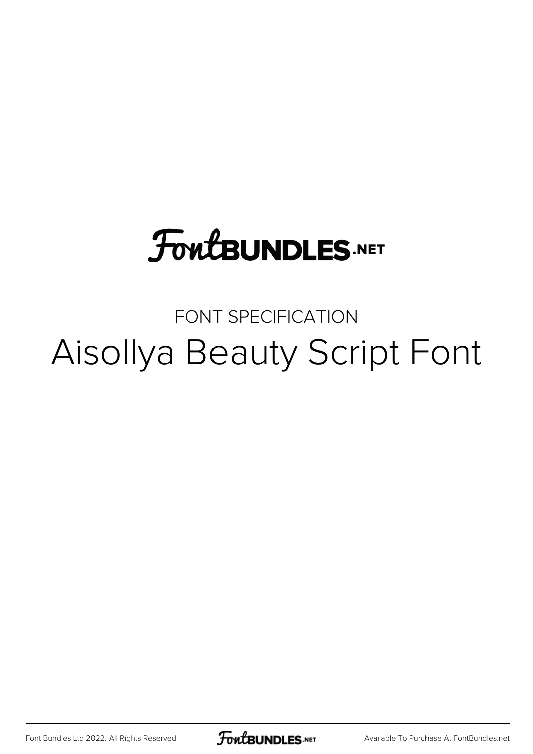FontBUNDLES.NET

FONT SPECIFICATION

# Aisollya Beauty Script Font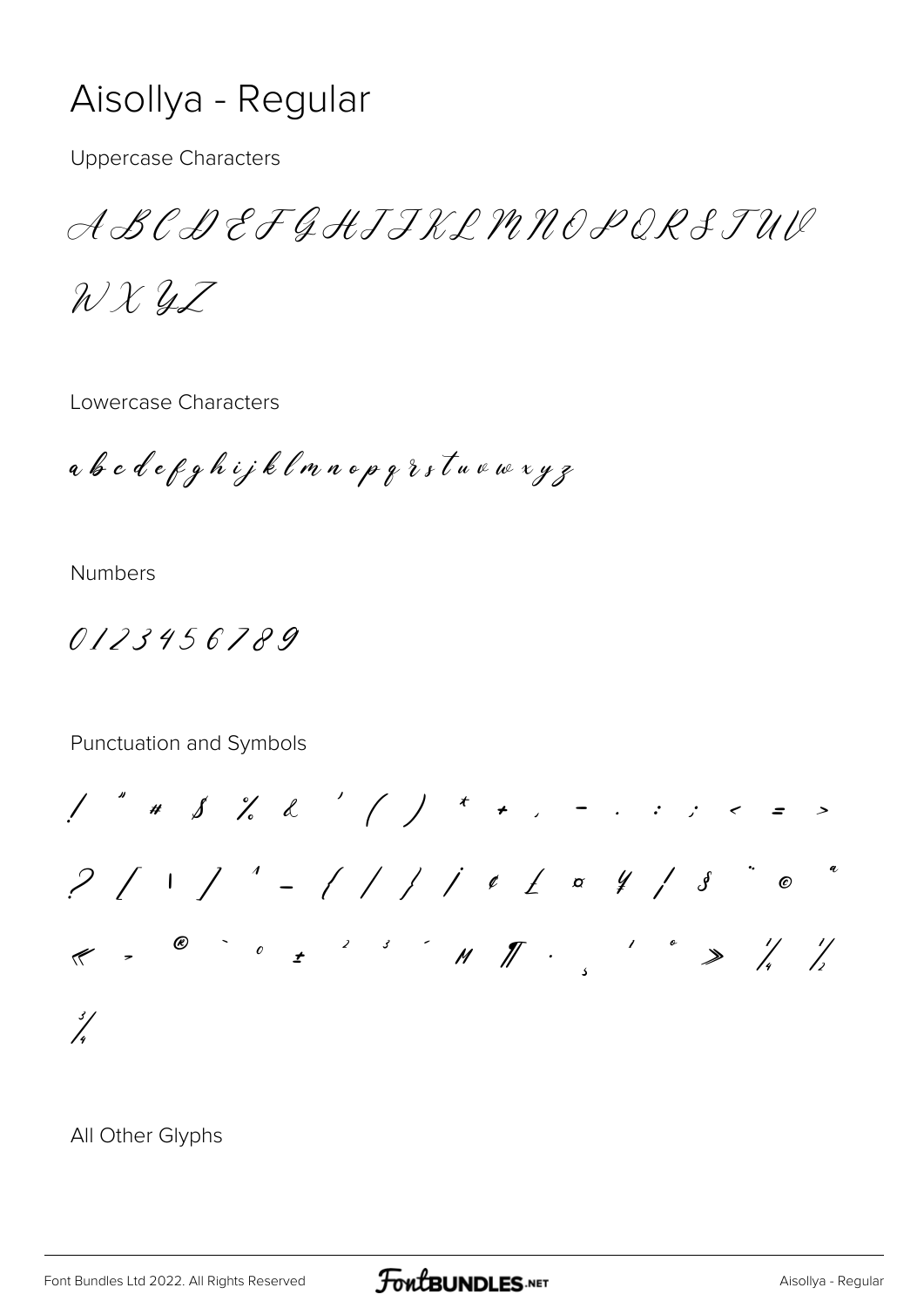# Aisollya - Regular

Uppercase Characters

A B C D E F G H I J K L M N O P Q R S T U V W X Y Z

Lowercase Characters

a b c d e f g h i j k l m n o p q r s t u v w x y z

Numbers

0 1 2 3 4 5 6 7 8 9

Punctuation and Symbols

! " # $ % & ' ( ) * + , - . : ; < = > ? [ | ] ^ _ { / } ¡ ¢ £ ¤ ¥ ¦ § ¨ © ª « ¬ ® ¯ ° ± ² ³ ´ µ ¶ · ¸ ¹ º » ¼ ½ ¾

All Other Glyphs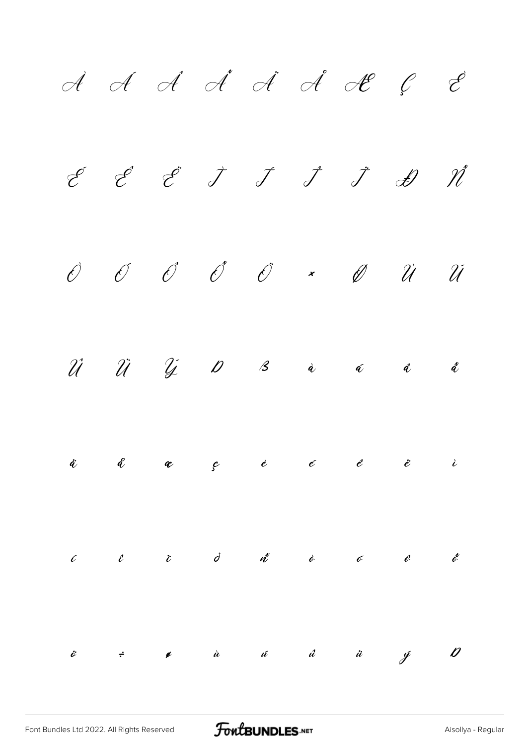À Á Â Ã Ä Å Æ Ç È

É Ê Ë Ì Í Î Ï Ð Ñ

Ò Ó Ô Õ Ö × Ø Ù Ú

Û Ü Ý Þ ß à á â ã

ä å æ ç è é ê ë ì

í î ï ð ñ ò ó ô õ

ö ÷ ø ù ú û ü ý þ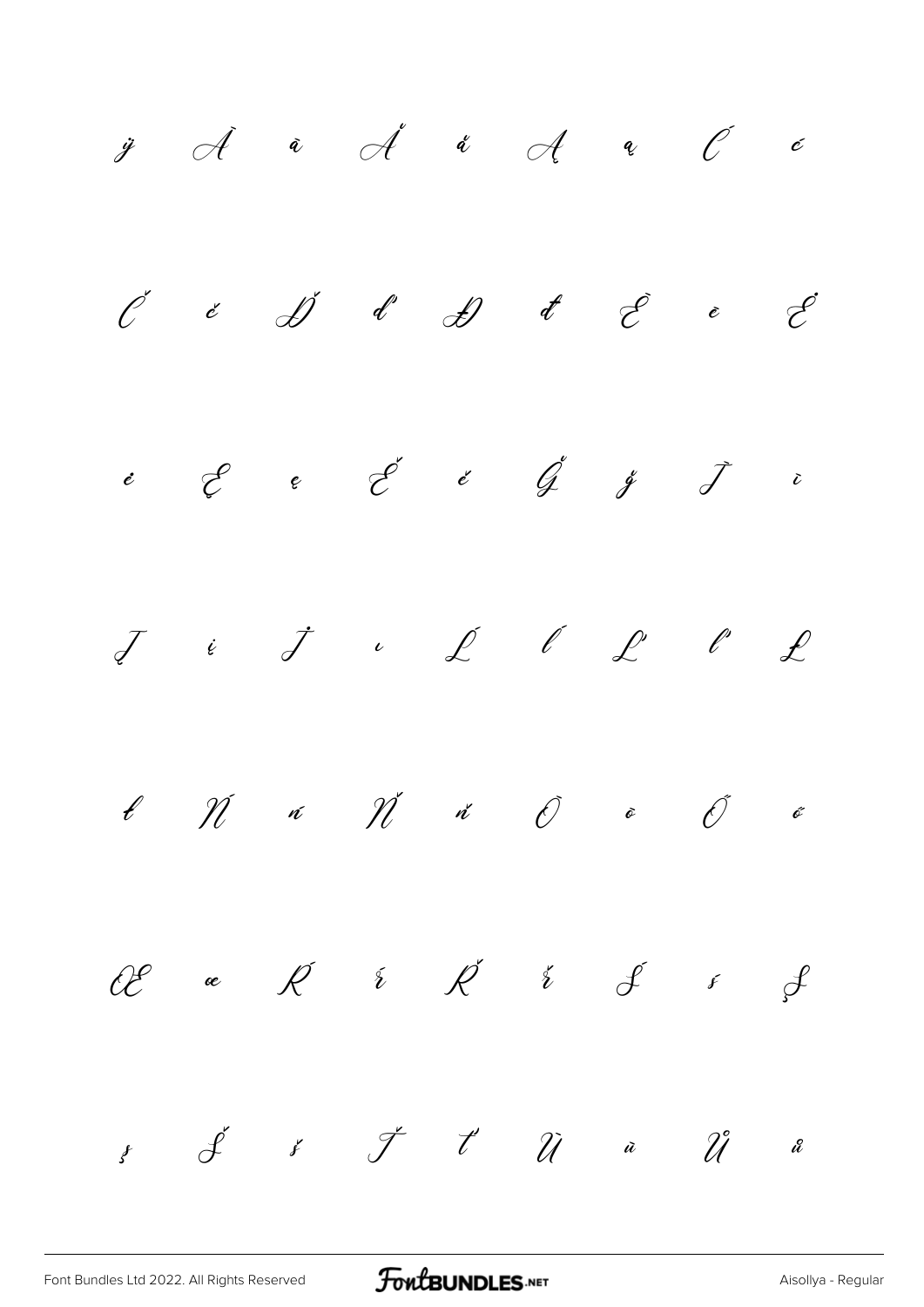ÿ À à Ă ă Ą ą Ć ć

Č č Ď ď Đ đ È è Ė

ė Ę ę Ě ě Ğ ğ Ì ì

Į į İ ı Ĺ ĺ Ľ ľ Ł

ł Ń ń Ň ň Ò ò Ő ő

Œ œ Ŕ ŕ Ř ř Ś ś Ş

ş Š š Ť ť Ù ù Ů ů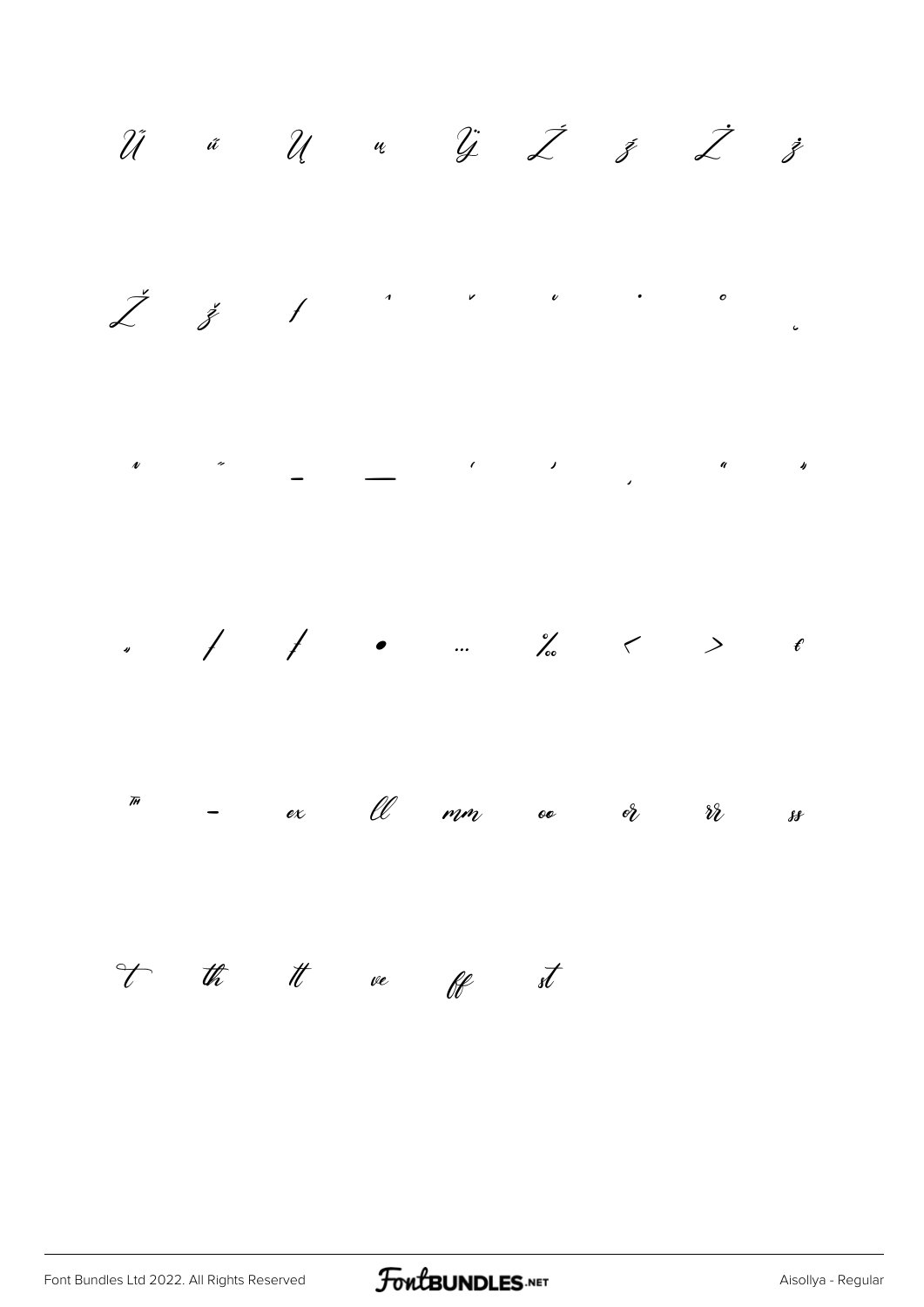Ű ű Ų ų Ÿ Ź ź Ż ż

Ž ž ƒ ˆ ˇ ˘ ˙ ˚ ˛

˜ ˝ – — ' ' ‚ " "

„ / ⁄ • … ‰ ‹ › €

™ − ex ll mm oo or rr ss

t th tt ve ff st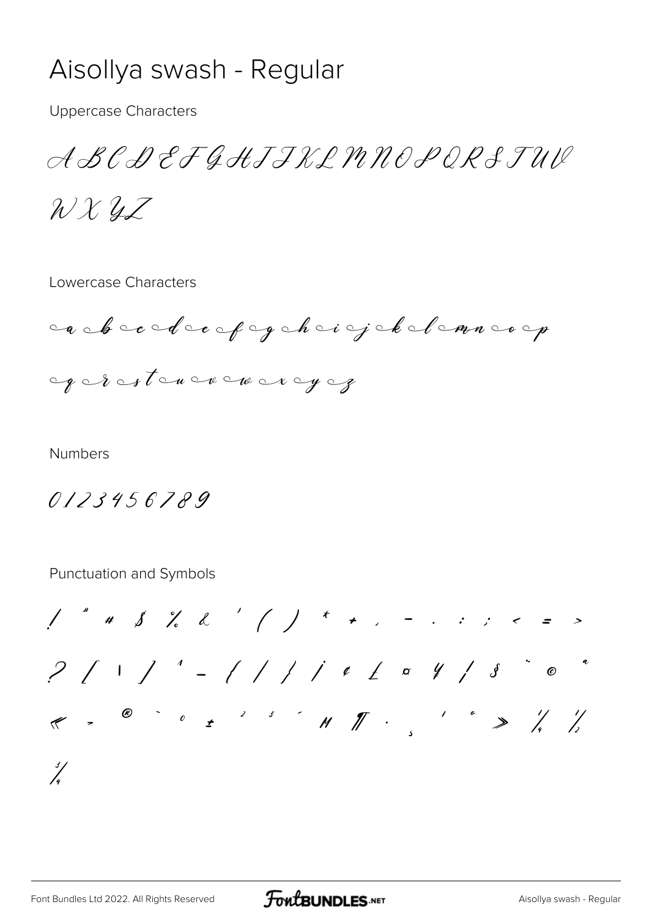# Aisollya swash - Regular

Uppercase Characters

A B C D E F G H I J K L M N O P Q R S T U V

W X Y Z

Lowercase Characters

a b c d e f g h i j k l m n o p

q r s t u v w x y z

Numbers

0 1 2 3 4 5 6 7 8 9

Punctuation and Symbols

! " # $ % & ' ( ) * + , - . : ; < = >

? [ \ ] ^ _ { | } ¡ ¢ £ ¤ ¥ ¦ § ¨ © ª

« ¬ ® ¯ ° ± ² ³ ´ µ ¶ · ¸ ¹ º » ¼ ½

¾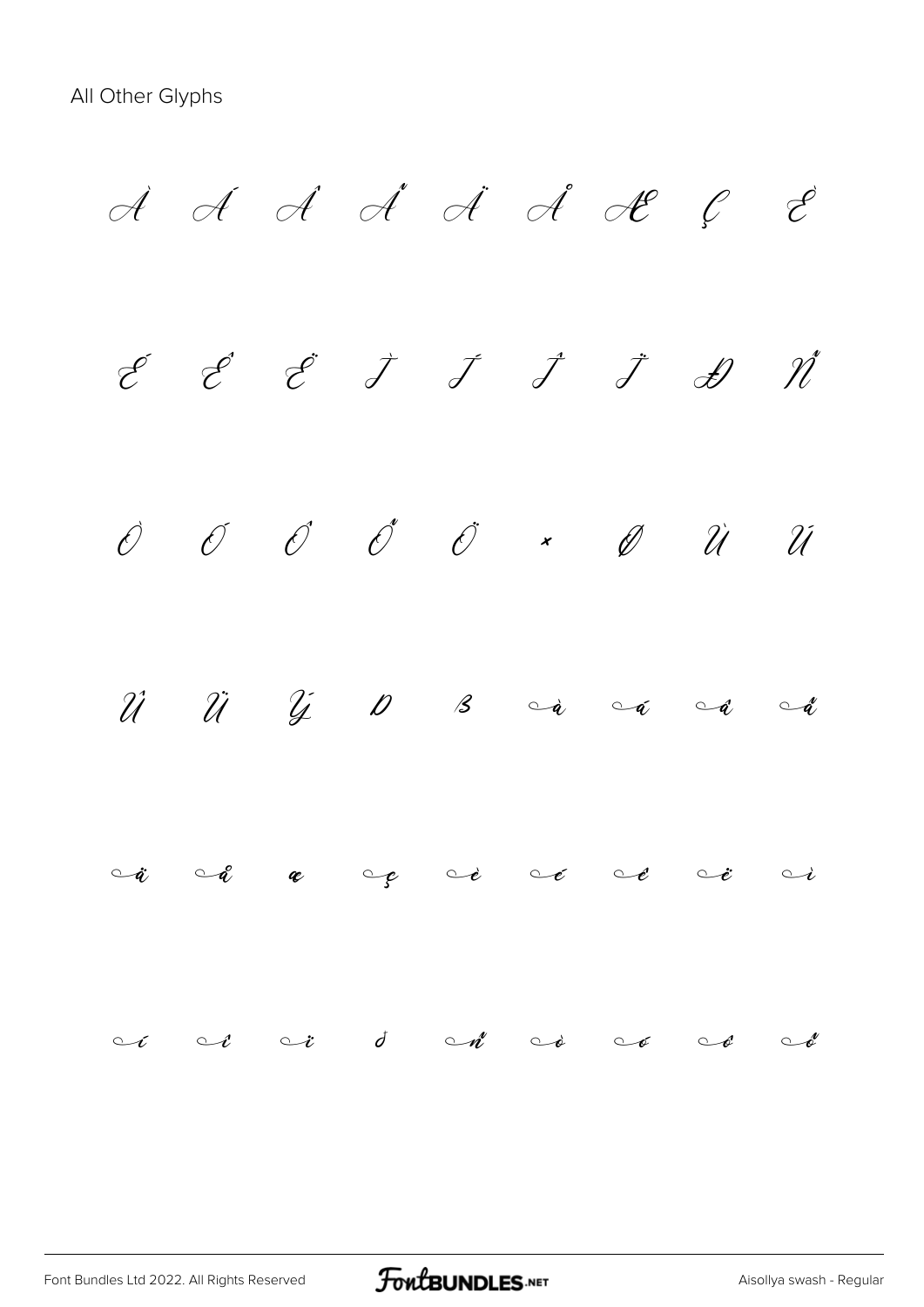All Other Glyphs

À Á Â Ã Ä Å Æ Ç È

É Ê Ë Ì Í Î Ï Ð Ñ

Ò Ó Ô Õ Ö × Ø Ù Ú

Û Ü Ý Þ ß à á â ã

ä å æ ç è é ê ë ì

í î ï ð ñ ò ó ô õ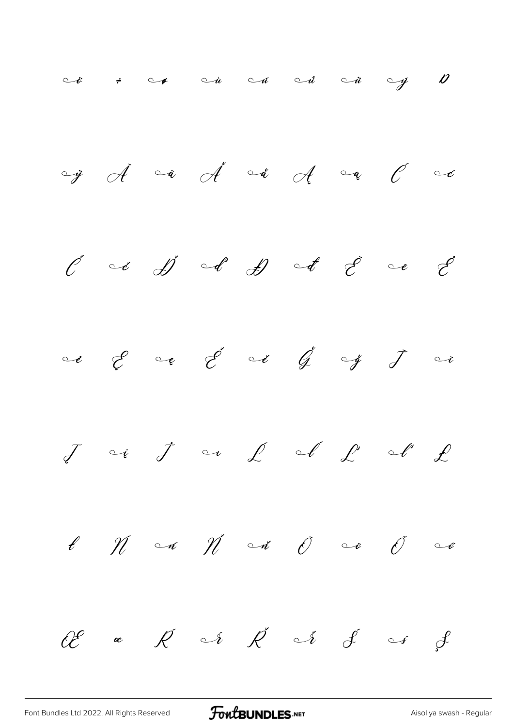ö ÷ ø ù ú û ü ý Þ

ÿ Ā ā Ă ă Ą ą Ć ć

Č č Ď ď Đ đ Ē ē Ė

ė Ę ę Ě ě Ğ ğ Ī ī

Į į İ ı Ĺ ĺ Ľ ľ Ł

ł Ń ń Ň ň Ō ō Ő ő

Œ œ Ŕ ŕ Ř ř Ś ś Ş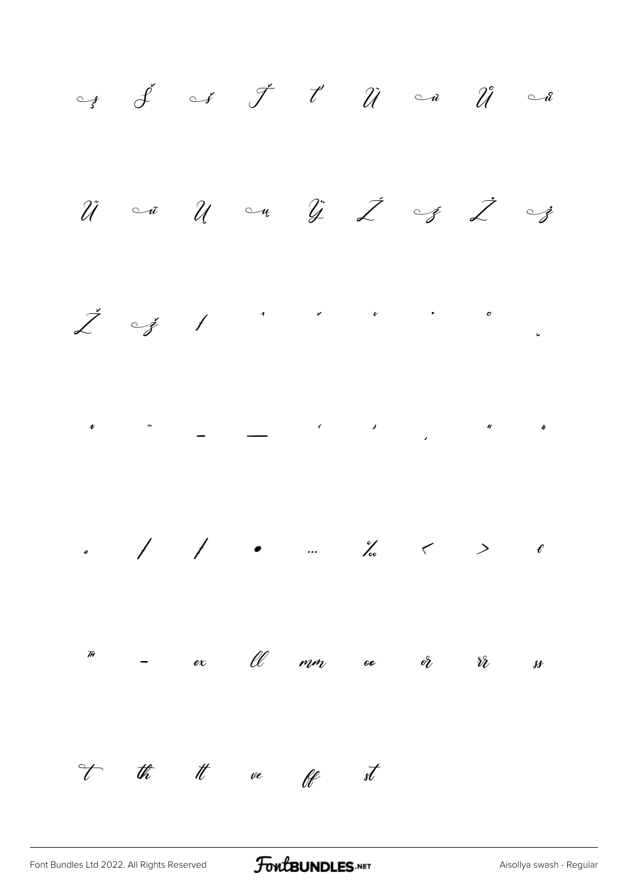ş Ś ś Ť ť Ù ù Ů ů

Ű ű Ų ų Ÿ Ź ź Ż ż

Ž ž ⁄ ˆ ˇ ˘ ˙ ˚ ˛

˜ ˝ – — ' ' ‚ " "

„ / ⁄ • … ‰ ‹ › €

™ − ex ll mm oo or rr ss

t th tt ve ff st